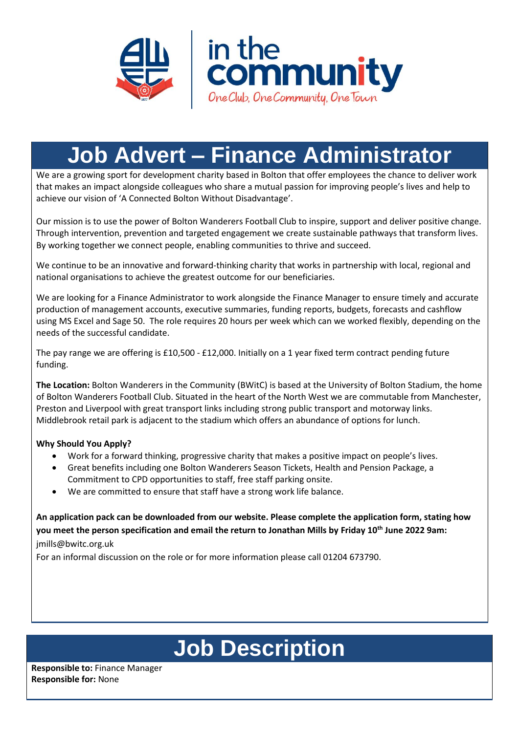in the community

One Club, One Community, One Town

# Job Advert – Finance Administrator

We are a growing sport for development charity based in Bolton that offer employees the chance to deliver work that makes an impact alongside colleagues who share a mutual passion for improving people's lives and help to achieve our vision of 'A Connected Bolton Without Disadvantage'.

Our mission is to use the power of Bolton Wanderers Football Club to inspire, support and deliver positive change. Through intervention, prevention and targeted engagement we create sustainable pathways that transform lives. By working together we connect people, enabling communities to thrive and succeed.

We continue to be an innovative and forward-thinking charity that works in partnership with local, regional and national organisations to achieve the greatest outcome for our beneficiaries.

We are looking for a Finance Administrator to work alongside the Finance Manager to ensure timely and accurate production of management accounts, executive summaries, funding reports, budgets, forecasts and cashflow using MS Excel and Sage 50. The role requires 20 hours per week which can we worked flexibly, depending on the needs of the successful candidate.

The pay range we are offering is £10,500 - £12,000. Initially on a 1 year fixed term contract pending future funding.

**The Location:** Bolton Wanderers in the Community (BWitC) is based at the University of Bolton Stadium, the home of Bolton Wanderers Football Club. Situated in the heart of the North West we are commutable from Manchester, Preston and Liverpool with great transport links including strong public transport and motorway links. Middlebrook retail park is adjacent to the stadium which offers an abundance of options for lunch.

**Why Should You Apply?**

- Work for a forward thinking, progressive charity that makes a positive impact on people's lives.
- Great benefits including one Bolton Wanderers Season Tickets, Health and Pension Package, a Commitment to CPD opportunities to staff, free staff parking onsite.
- We are committed to ensure that staff have a strong work life balance.

**An application pack can be downloaded from our website. Please complete the application form, stating how you meet the person specification and email the return to Jonathan Mills by Friday 10th June 2022 9am:**
jmills@bwitc.org.uk
For an informal discussion on the role or for more information please call 01204 673790.

# Job Description

**Responsible to:** Finance Manager
**Responsible for:** None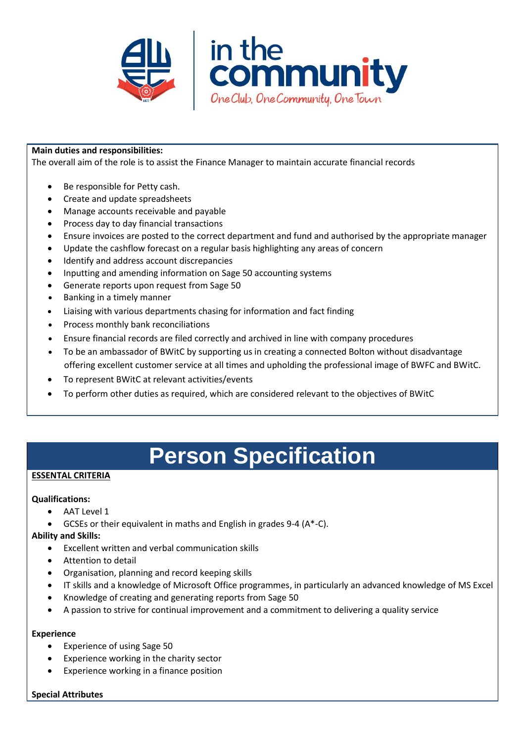**Main duties and responsibilities:**

The overall aim of the role is to assist the Finance Manager to maintain accurate financial records

- Be responsible for Petty cash.
- Create and update spreadsheets
- Manage accounts receivable and payable
- Process day to day financial transactions
- Ensure invoices are posted to the correct department and fund and authorised by the appropriate manager
- Update the cashflow forecast on a regular basis highlighting any areas of concern
- Identify and address account discrepancies
- Inputting and amending information on Sage 50 accounting systems
- Generate reports upon request from Sage 50
- Banking in a timely manner
- Liaising with various departments chasing for information and fact finding
- Process monthly bank reconciliations
- Ensure financial records are filed correctly and archived in line with company procedures
- To be an ambassador of BWitC by supporting us in creating a connected Bolton without disadvantage offering excellent customer service at all times and upholding the professional image of BWFC and BWitC.
- To represent BWitC at relevant activities/events
- To perform other duties as required, which are considered relevant to the objectives of BWitC

# Person Specification

**ESSENTAL CRITERIA**

**Qualifications:**

- AAT Level 1
- GCSEs or their equivalent in maths and English in grades 9-4 (A*-C).

**Ability and Skills:**

- Excellent written and verbal communication skills
- Attention to detail
- Organisation, planning and record keeping skills
- IT skills and a knowledge of Microsoft Office programmes, in particularly an advanced knowledge of MS Excel
- Knowledge of creating and generating reports from Sage 50
- A passion to strive for continual improvement and a commitment to delivering a quality service

**Experience**

- Experience of using Sage 50
- Experience working in the charity sector
- Experience working in a finance position

**Special Attributes**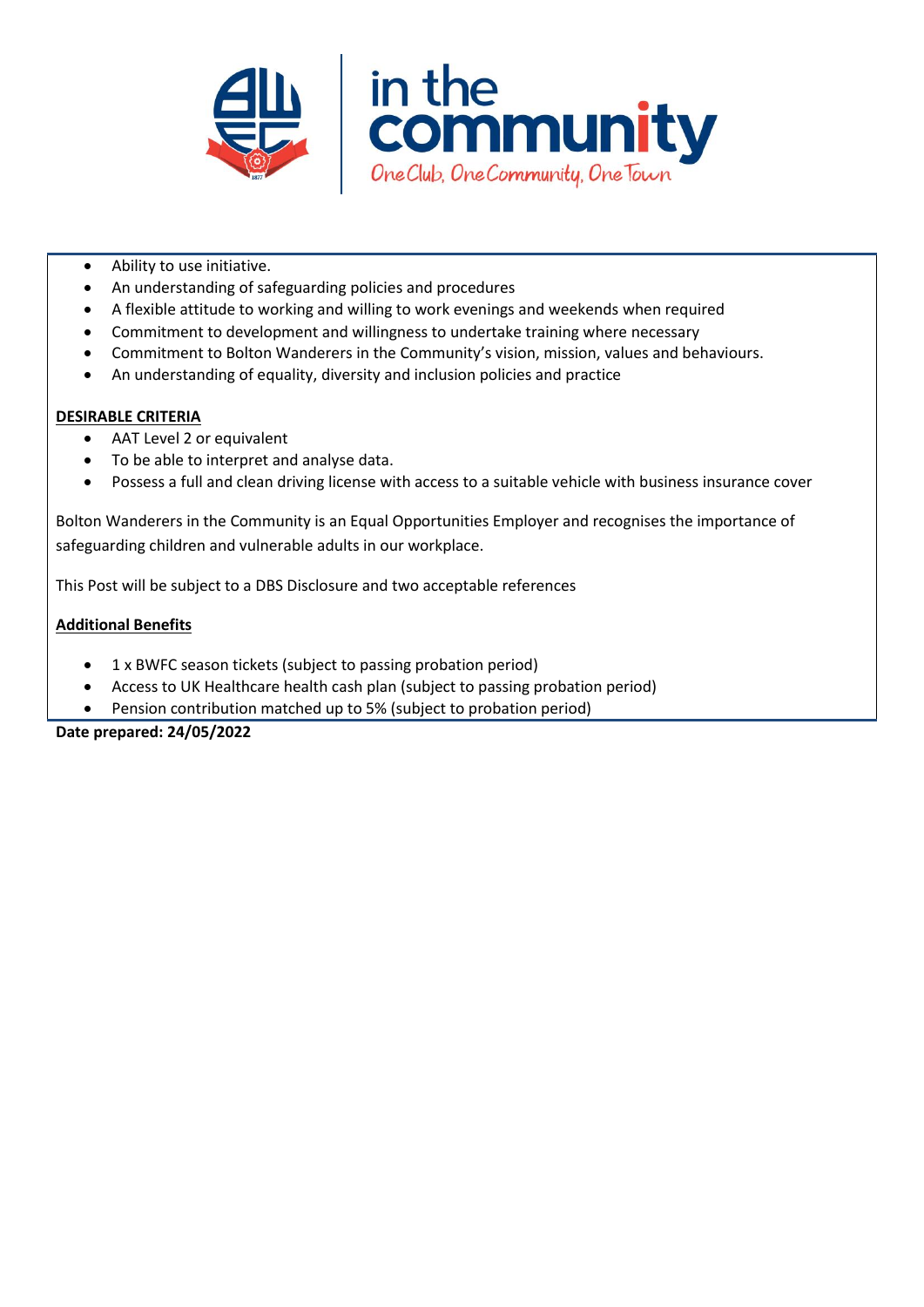- Ability to use initiative.
- An understanding of safeguarding policies and procedures
- A flexible attitude to working and willing to work evenings and weekends when required
- Commitment to development and willingness to undertake training where necessary
- Commitment to Bolton Wanderers in the Community's vision, mission, values and behaviours.
- An understanding of equality, diversity and inclusion policies and practice

**DESIRABLE CRITERIA**

- AAT Level 2 or equivalent
- To be able to interpret and analyse data.
- Possess a full and clean driving license with access to a suitable vehicle with business insurance cover

Bolton Wanderers in the Community is an Equal Opportunities Employer and recognises the importance of safeguarding children and vulnerable adults in our workplace.

This Post will be subject to a DBS Disclosure and two acceptable references

**Additional Benefits**

- 1 x BWFC season tickets (subject to passing probation period)
- Access to UK Healthcare health cash plan (subject to passing probation period)
- Pension contribution matched up to 5% (subject to probation period)

**Date prepared: 24/05/2022**